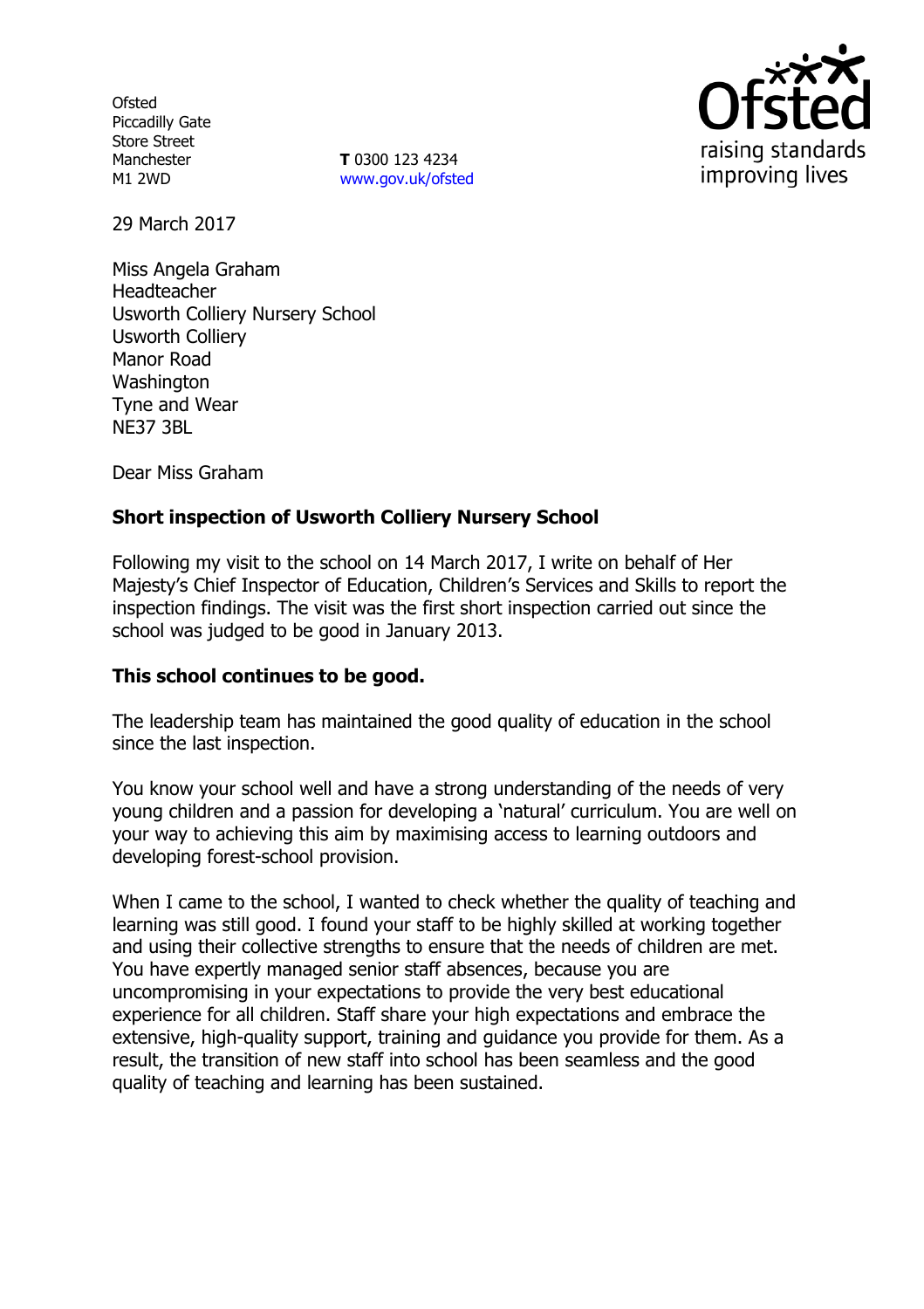Ofsted
Piccadilly Gate
Store Street
Manchester
M1 2WD

**T** 0300 123 4234
www.gov.uk/ofsted

29 March 2017

Miss Angela Graham
Headteacher
Usworth Colliery Nursery School
Usworth Colliery
Manor Road
Washington
Tyne and Wear
NE37 3BL

Dear Miss Graham

**Short inspection of Usworth Colliery Nursery School**

Following my visit to the school on 14 March 2017, I write on behalf of Her Majesty's Chief Inspector of Education, Children's Services and Skills to report the inspection findings. The visit was the first short inspection carried out since the school was judged to be good in January 2013.

**This school continues to be good.**

The leadership team has maintained the good quality of education in the school since the last inspection.

You know your school well and have a strong understanding of the needs of very young children and a passion for developing a 'natural' curriculum. You are well on your way to achieving this aim by maximising access to learning outdoors and developing forest-school provision.

When I came to the school, I wanted to check whether the quality of teaching and learning was still good. I found your staff to be highly skilled at working together and using their collective strengths to ensure that the needs of children are met. You have expertly managed senior staff absences, because you are uncompromising in your expectations to provide the very best educational experience for all children. Staff share your high expectations and embrace the extensive, high-quality support, training and guidance you provide for them. As a result, the transition of new staff into school has been seamless and the good quality of teaching and learning has been sustained.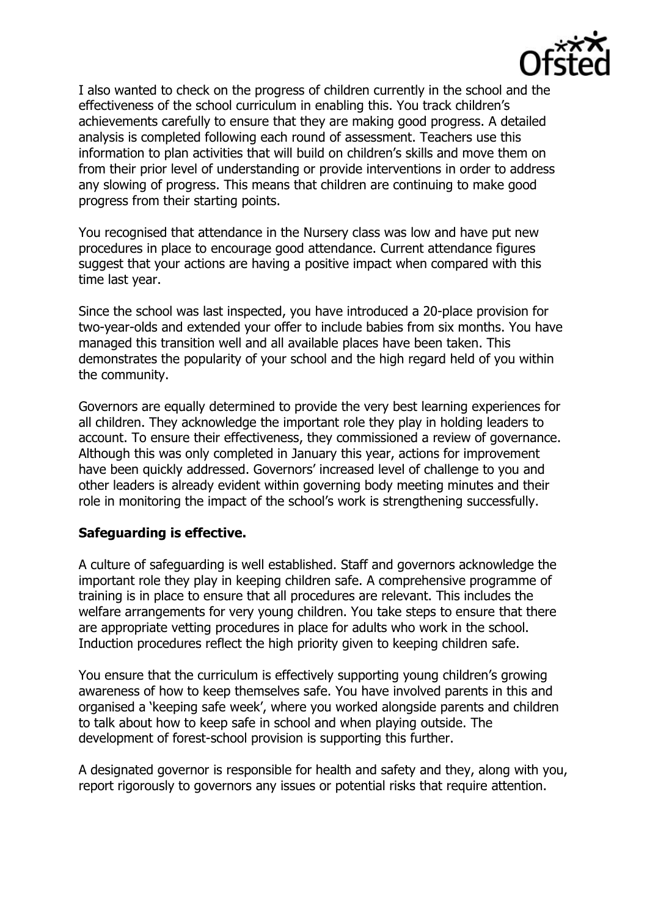I also wanted to check on the progress of children currently in the school and the effectiveness of the school curriculum in enabling this. You track children's achievements carefully to ensure that they are making good progress. A detailed analysis is completed following each round of assessment. Teachers use this information to plan activities that will build on children's skills and move them on from their prior level of understanding or provide interventions in order to address any slowing of progress. This means that children are continuing to make good progress from their starting points.

You recognised that attendance in the Nursery class was low and have put new procedures in place to encourage good attendance. Current attendance figures suggest that your actions are having a positive impact when compared with this time last year.

Since the school was last inspected, you have introduced a 20-place provision for two-year-olds and extended your offer to include babies from six months. You have managed this transition well and all available places have been taken. This demonstrates the popularity of your school and the high regard held of you within the community.

Governors are equally determined to provide the very best learning experiences for all children. They acknowledge the important role they play in holding leaders to account. To ensure their effectiveness, they commissioned a review of governance. Although this was only completed in January this year, actions for improvement have been quickly addressed. Governors' increased level of challenge to you and other leaders is already evident within governing body meeting minutes and their role in monitoring the impact of the school's work is strengthening successfully.

**Safeguarding is effective.**

A culture of safeguarding is well established. Staff and governors acknowledge the important role they play in keeping children safe. A comprehensive programme of training is in place to ensure that all procedures are relevant. This includes the welfare arrangements for very young children. You take steps to ensure that there are appropriate vetting procedures in place for adults who work in the school. Induction procedures reflect the high priority given to keeping children safe.

You ensure that the curriculum is effectively supporting young children's growing awareness of how to keep themselves safe. You have involved parents in this and organised a 'keeping safe week', where you worked alongside parents and children to talk about how to keep safe in school and when playing outside. The development of forest-school provision is supporting this further.

A designated governor is responsible for health and safety and they, along with you, report rigorously to governors any issues or potential risks that require attention.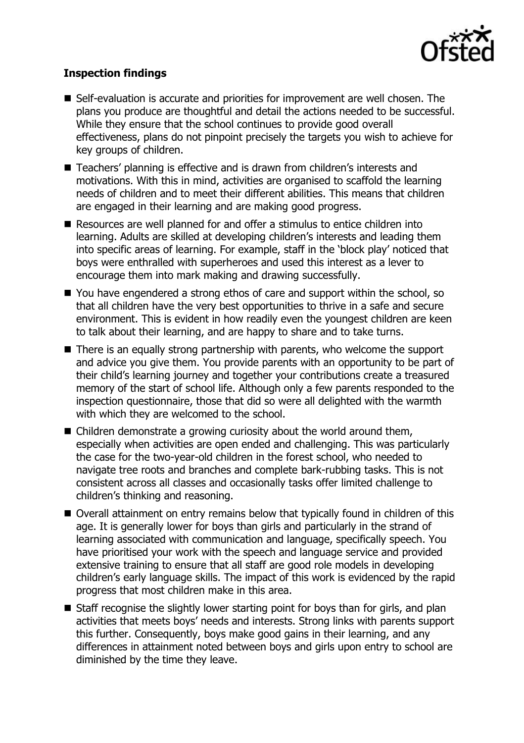**Inspection findings**

- Self-evaluation is accurate and priorities for improvement are well chosen. The plans you produce are thoughtful and detail the actions needed to be successful. While they ensure that the school continues to provide good overall effectiveness, plans do not pinpoint precisely the targets you wish to achieve for key groups of children.
- Teachers' planning is effective and is drawn from children's interests and motivations. With this in mind, activities are organised to scaffold the learning needs of children and to meet their different abilities. This means that children are engaged in their learning and are making good progress.
- Resources are well planned for and offer a stimulus to entice children into learning. Adults are skilled at developing children's interests and leading them into specific areas of learning. For example, staff in the 'block play' noticed that boys were enthralled with superheroes and used this interest as a lever to encourage them into mark making and drawing successfully.
- You have engendered a strong ethos of care and support within the school, so that all children have the very best opportunities to thrive in a safe and secure environment. This is evident in how readily even the youngest children are keen to talk about their learning, and are happy to share and to take turns.
- There is an equally strong partnership with parents, who welcome the support and advice you give them. You provide parents with an opportunity to be part of their child's learning journey and together your contributions create a treasured memory of the start of school life. Although only a few parents responded to the inspection questionnaire, those that did so were all delighted with the warmth with which they are welcomed to the school.
- Children demonstrate a growing curiosity about the world around them, especially when activities are open ended and challenging. This was particularly the case for the two-year-old children in the forest school, who needed to navigate tree roots and branches and complete bark-rubbing tasks. This is not consistent across all classes and occasionally tasks offer limited challenge to children's thinking and reasoning.
- Overall attainment on entry remains below that typically found in children of this age. It is generally lower for boys than girls and particularly in the strand of learning associated with communication and language, specifically speech. You have prioritised your work with the speech and language service and provided extensive training to ensure that all staff are good role models in developing children's early language skills. The impact of this work is evidenced by the rapid progress that most children make in this area.
- Staff recognise the slightly lower starting point for boys than for girls, and plan activities that meets boys' needs and interests. Strong links with parents support this further. Consequently, boys make good gains in their learning, and any differences in attainment noted between boys and girls upon entry to school are diminished by the time they leave.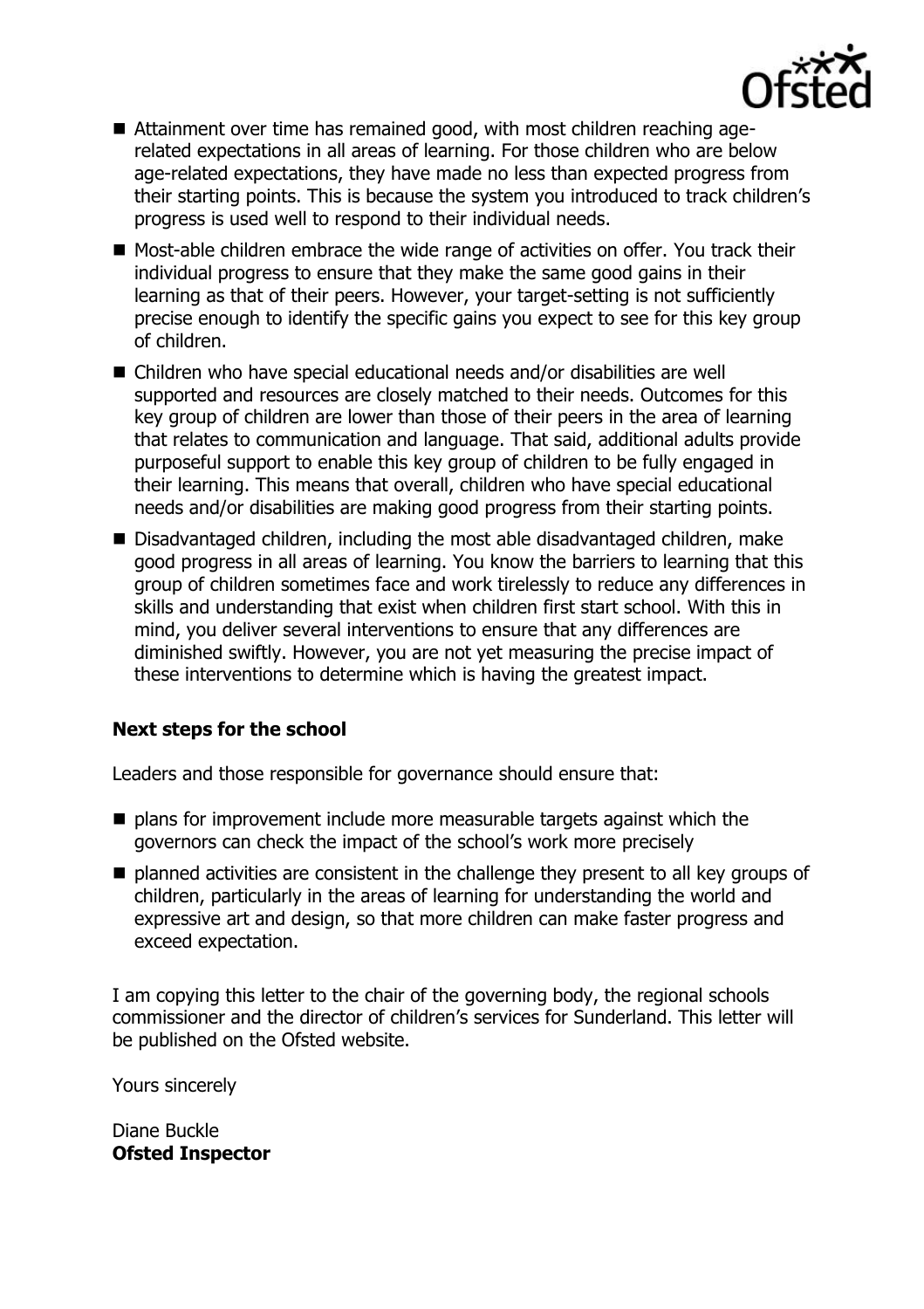- Attainment over time has remained good, with most children reaching age-related expectations in all areas of learning. For those children who are below age-related expectations, they have made no less than expected progress from their starting points. This is because the system you introduced to track children's progress is used well to respond to their individual needs.
- Most-able children embrace the wide range of activities on offer. You track their individual progress to ensure that they make the same good gains in their learning as that of their peers. However, your target-setting is not sufficiently precise enough to identify the specific gains you expect to see for this key group of children.
- Children who have special educational needs and/or disabilities are well supported and resources are closely matched to their needs. Outcomes for this key group of children are lower than those of their peers in the area of learning that relates to communication and language. That said, additional adults provide purposeful support to enable this key group of children to be fully engaged in their learning. This means that overall, children who have special educational needs and/or disabilities are making good progress from their starting points.
- Disadvantaged children, including the most able disadvantaged children, make good progress in all areas of learning. You know the barriers to learning that this group of children sometimes face and work tirelessly to reduce any differences in skills and understanding that exist when children first start school. With this in mind, you deliver several interventions to ensure that any differences are diminished swiftly. However, you are not yet measuring the precise impact of these interventions to determine which is having the greatest impact.

**Next steps for the school**

Leaders and those responsible for governance should ensure that:

- plans for improvement include more measurable targets against which the governors can check the impact of the school's work more precisely
- planned activities are consistent in the challenge they present to all key groups of children, particularly in the areas of learning for understanding the world and expressive art and design, so that more children can make faster progress and exceed expectation.

I am copying this letter to the chair of the governing body, the regional schools commissioner and the director of children's services for Sunderland. This letter will be published on the Ofsted website.

Yours sincerely

Diane Buckle
**Ofsted Inspector**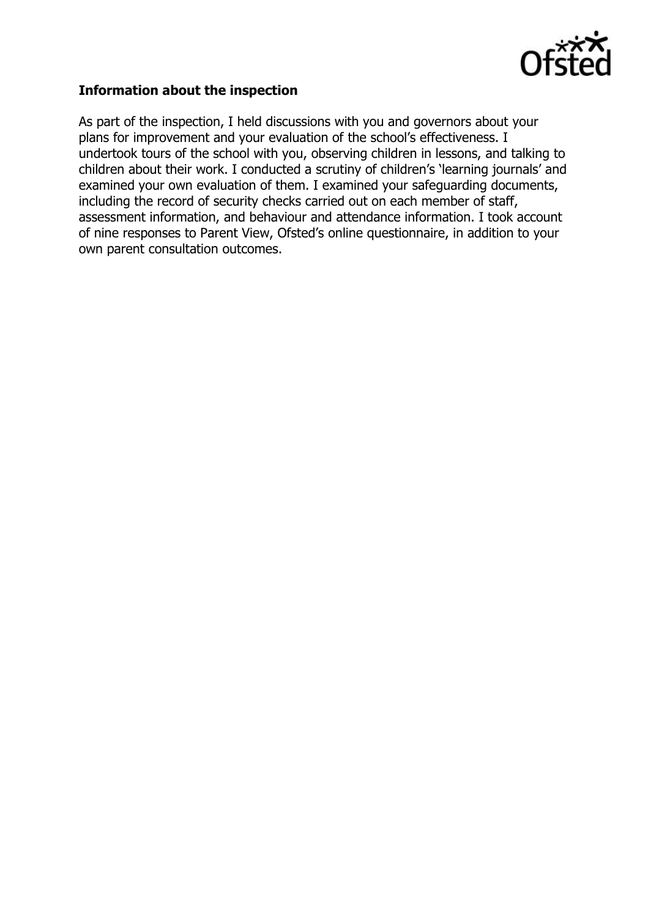**Information about the inspection**

As part of the inspection, I held discussions with you and governors about your plans for improvement and your evaluation of the school's effectiveness. I undertook tours of the school with you, observing children in lessons, and talking to children about their work. I conducted a scrutiny of children's 'learning journals' and examined your own evaluation of them. I examined your safeguarding documents, including the record of security checks carried out on each member of staff, assessment information, and behaviour and attendance information. I took account of nine responses to Parent View, Ofsted's online questionnaire, in addition to your own parent consultation outcomes.